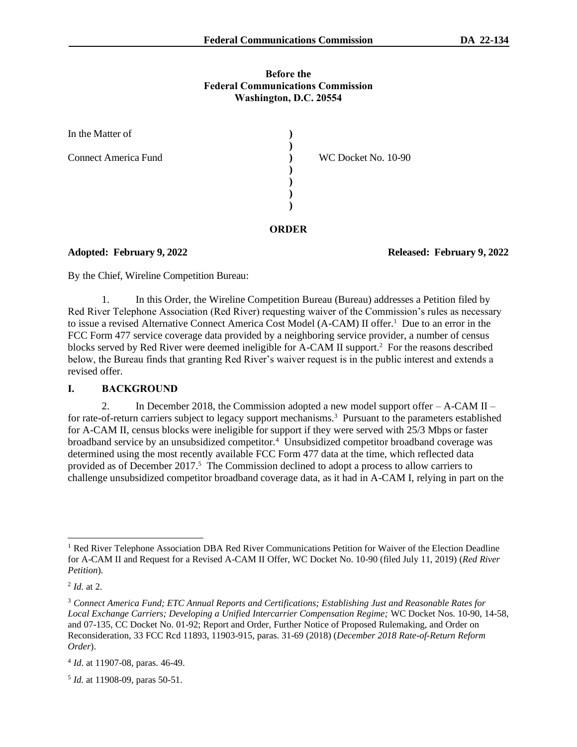**Before the**
**Federal Communications Commission**
**Washington, D.C. 20554**

| | | |
|---|---|---|
| In the Matter of | ) | |
| | ) | |
| Connect America Fund | ) | WC Docket No. 10-90 |
| | ) | |
| | ) | |
| | ) | |
| | ) | |

**ORDER**

**Adopted: February 9, 2022** **Released: February 9, 2022**

By the Chief, Wireline Competition Bureau:

1. In this Order, the Wireline Competition Bureau (Bureau) addresses a Petition filed by Red River Telephone Association (Red River) requesting waiver of the Commission's rules as necessary to issue a revised Alternative Connect America Cost Model (A-CAM) II offer.[1] Due to an error in the FCC Form 477 service coverage data provided by a neighboring service provider, a number of census blocks served by Red River were deemed ineligible for A-CAM II support.[2] For the reasons described below, the Bureau finds that granting Red River's waiver request is in the public interest and extends a revised offer.

## I. BACKGROUND

2. In December 2018, the Commission adopted a new model support offer – A-CAM II – for rate-of-return carriers subject to legacy support mechanisms.[3] Pursuant to the parameters established for A-CAM II, census blocks were ineligible for support if they were served with 25/3 Mbps or faster broadband service by an unsubsidized competitor.[4] Unsubsidized competitor broadband coverage was determined using the most recently available FCC Form 477 data at the time, which reflected data provided as of December 2017.[5] The Commission declined to adopt a process to allow carriers to challenge unsubsidized competitor broadband coverage data, as it had in A-CAM I, relying in part on the

---

[1] Red River Telephone Association DBA Red River Communications Petition for Waiver of the Election Deadline for A-CAM II and Request for a Revised A-CAM II Offer, WC Docket No. 10-90 (filed July 11, 2019) (*Red River Petition*).

[2] *Id.* at 2.

[3] *Connect America Fund; ETC Annual Reports and Certifications; Establishing Just and Reasonable Rates for Local Exchange Carriers; Developing a Unified Intercarrier Compensation Regime;* WC Docket Nos. 10-90, 14-58, and 07-135, CC Docket No. 01-92; Report and Order, Further Notice of Proposed Rulemaking, and Order on Reconsideration, 33 FCC Rcd 11893, 11903-915, paras. 31-69 (2018) (*December 2018 Rate-of-Return Reform Order*).

[4] *Id*. at 11907-08, paras. 46-49.

[5] *Id.* at 11908-09, paras 50-51.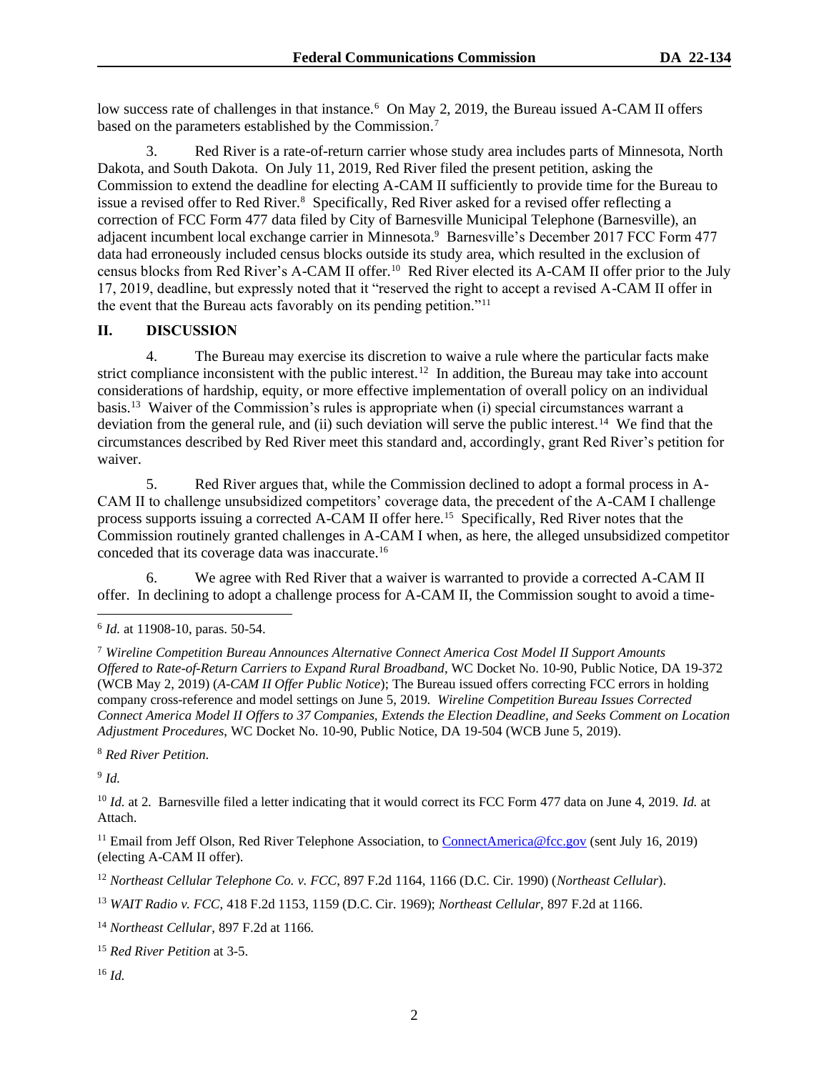low success rate of challenges in that instance.[6] On May 2, 2019, the Bureau issued A-CAM II offers based on the parameters established by the Commission.[7]

3. Red River is a rate-of-return carrier whose study area includes parts of Minnesota, North Dakota, and South Dakota. On July 11, 2019, Red River filed the present petition, asking the Commission to extend the deadline for electing A-CAM II sufficiently to provide time for the Bureau to issue a revised offer to Red River.[8] Specifically, Red River asked for a revised offer reflecting a correction of FCC Form 477 data filed by City of Barnesville Municipal Telephone (Barnesville), an adjacent incumbent local exchange carrier in Minnesota.[9] Barnesville's December 2017 FCC Form 477 data had erroneously included census blocks outside its study area, which resulted in the exclusion of census blocks from Red River's A-CAM II offer.[10] Red River elected its A-CAM II offer prior to the July 17, 2019, deadline, but expressly noted that it "reserved the right to accept a revised A-CAM II offer in the event that the Bureau acts favorably on its pending petition."[11]

## II. DISCUSSION

4. The Bureau may exercise its discretion to waive a rule where the particular facts make strict compliance inconsistent with the public interest.[12] In addition, the Bureau may take into account considerations of hardship, equity, or more effective implementation of overall policy on an individual basis.[13] Waiver of the Commission's rules is appropriate when (i) special circumstances warrant a deviation from the general rule, and (ii) such deviation will serve the public interest.[14] We find that the circumstances described by Red River meet this standard and, accordingly, grant Red River's petition for waiver.

5. Red River argues that, while the Commission declined to adopt a formal process in A-CAM II to challenge unsubsidized competitors' coverage data, the precedent of the A-CAM I challenge process supports issuing a corrected A-CAM II offer here.[15] Specifically, Red River notes that the Commission routinely granted challenges in A-CAM I when, as here, the alleged unsubsidized competitor conceded that its coverage data was inaccurate.[16]

6. We agree with Red River that a waiver is warranted to provide a corrected A-CAM II offer. In declining to adopt a challenge process for A-CAM II, the Commission sought to avoid a time-

---

[6] *Id.* at 11908-10, paras. 50-54.

[7] *Wireline Competition Bureau Announces Alternative Connect America Cost Model II Support Amounts Offered to Rate-of-Return Carriers to Expand Rural Broadband*, WC Docket No. 10-90, Public Notice, DA 19-372 (WCB May 2, 2019) (*A-CAM II Offer Public Notice*); The Bureau issued offers correcting FCC errors in holding company cross-reference and model settings on June 5, 2019. *Wireline Competition Bureau Issues Corrected Connect America Model II Offers to 37 Companies, Extends the Election Deadline, and Seeks Comment on Location Adjustment Procedures*, WC Docket No. 10-90, Public Notice, DA 19-504 (WCB June 5, 2019).

[8] *Red River Petition*.

[9] *Id.*

[10] *Id.* at 2. Barnesville filed a letter indicating that it would correct its FCC Form 477 data on June 4, 2019. *Id.* at Attach.

[11] Email from Jeff Olson, Red River Telephone Association, to ConnectAmerica@fcc.gov (sent July 16, 2019) (electing A-CAM II offer).

[12] *Northeast Cellular Telephone Co. v. FCC*, 897 F.2d 1164, 1166 (D.C. Cir. 1990) (*Northeast Cellular*).

[13] *WAIT Radio v. FCC*, 418 F.2d 1153, 1159 (D.C. Cir. 1969); *Northeast Cellular*, 897 F.2d at 1166.

[14] *Northeast Cellular*, 897 F.2d at 1166.

[15] *Red River Petition* at 3-5.

[16] *Id.*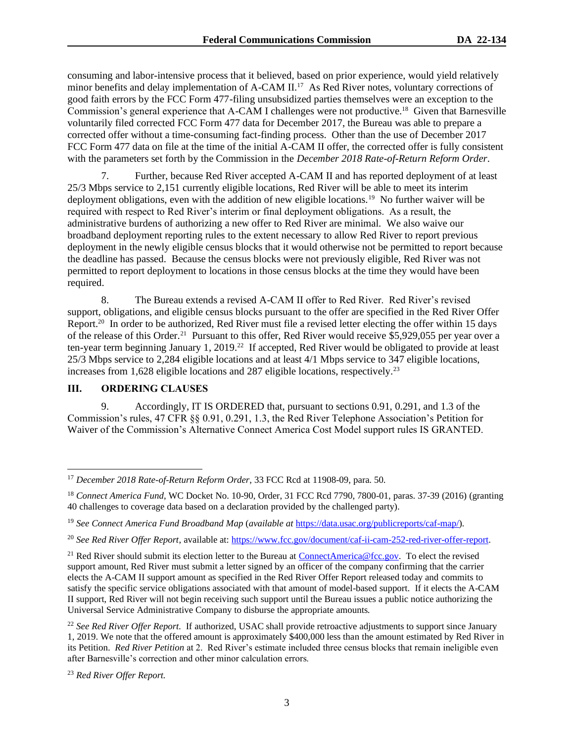consuming and labor-intensive process that it believed, based on prior experience, would yield relatively minor benefits and delay implementation of A-CAM II.[17] As Red River notes, voluntary corrections of good faith errors by the FCC Form 477-filing unsubsidized parties themselves were an exception to the Commission's general experience that A-CAM I challenges were not productive.[18] Given that Barnesville voluntarily filed corrected FCC Form 477 data for December 2017, the Bureau was able to prepare a corrected offer without a time-consuming fact-finding process. Other than the use of December 2017 FCC Form 477 data on file at the time of the initial A-CAM II offer, the corrected offer is fully consistent with the parameters set forth by the Commission in the *December 2018 Rate-of-Return Reform Order*.

7. Further, because Red River accepted A-CAM II and has reported deployment of at least 25/3 Mbps service to 2,151 currently eligible locations, Red River will be able to meet its interim deployment obligations, even with the addition of new eligible locations.[19] No further waiver will be required with respect to Red River's interim or final deployment obligations. As a result, the administrative burdens of authorizing a new offer to Red River are minimal. We also waive our broadband deployment reporting rules to the extent necessary to allow Red River to report previous deployment in the newly eligible census blocks that it would otherwise not be permitted to report because the deadline has passed. Because the census blocks were not previously eligible, Red River was not permitted to report deployment to locations in those census blocks at the time they would have been required.

8. The Bureau extends a revised A-CAM II offer to Red River. Red River's revised support, obligations, and eligible census blocks pursuant to the offer are specified in the Red River Offer Report.[20] In order to be authorized, Red River must file a revised letter electing the offer within 15 days of the release of this Order.[21] Pursuant to this offer, Red River would receive $5,929,055 per year over a ten-year term beginning January 1, 2019.[22] If accepted, Red River would be obligated to provide at least 25/3 Mbps service to 2,284 eligible locations and at least 4/1 Mbps service to 347 eligible locations, increases from 1,628 eligible locations and 287 eligible locations, respectively.[23]

## III. ORDERING CLAUSES

9. Accordingly, IT IS ORDERED that, pursuant to sections 0.91, 0.291, and 1.3 of the Commission's rules, 47 CFR §§ 0.91, 0.291, 1.3, the Red River Telephone Association's Petition for Waiver of the Commission's Alternative Connect America Cost Model support rules IS GRANTED.

---

[17] *December 2018 Rate-of-Return Reform Order*, 33 FCC Rcd at 11908-09, para. 50.

[18] *Connect America Fund*, WC Docket No. 10-90, Order, 31 FCC Rcd 7790, 7800-01, paras. 37-39 (2016) (granting 40 challenges to coverage data based on a declaration provided by the challenged party).

[19] *See Connect America Fund Broadband Map* (*available at* https://data.usac.org/publicreports/caf-map/).

[20] *See Red River Offer Report*, available at: https://www.fcc.gov/document/caf-ii-cam-252-red-river-offer-report.

[21] Red River should submit its election letter to the Bureau at ConnectAmerica@fcc.gov. To elect the revised support amount, Red River must submit a letter signed by an officer of the company confirming that the carrier elects the A-CAM II support amount as specified in the Red River Offer Report released today and commits to satisfy the specific service obligations associated with that amount of model-based support. If it elects the A-CAM II support, Red River will not begin receiving such support until the Bureau issues a public notice authorizing the Universal Service Administrative Company to disburse the appropriate amounts.

[22] *See Red River Offer Report*. If authorized, USAC shall provide retroactive adjustments to support since January 1, 2019. We note that the offered amount is approximately $400,000 less than the amount estimated by Red River in its Petition. *Red River Petition* at 2. Red River's estimate included three census blocks that remain ineligible even after Barnesville's correction and other minor calculation errors.

[23] *Red River Offer Report.*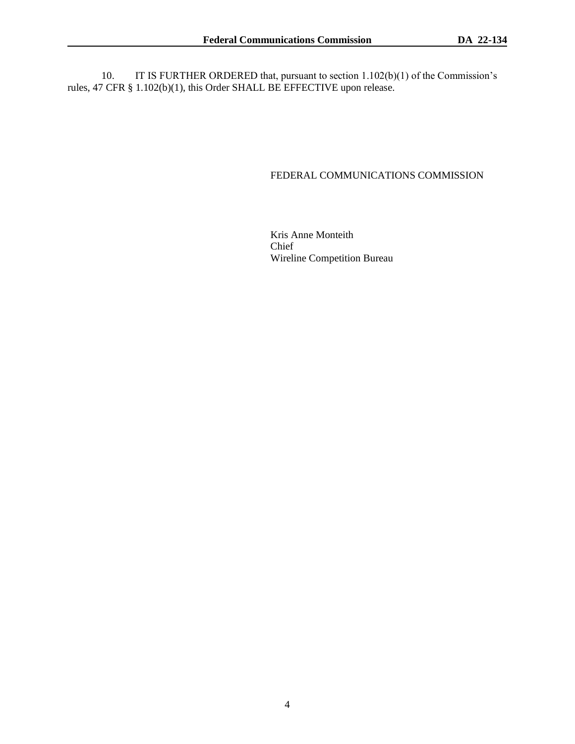10. IT IS FURTHER ORDERED that, pursuant to section 1.102(b)(1) of the Commission's rules, 47 CFR § 1.102(b)(1), this Order SHALL BE EFFECTIVE upon release.

FEDERAL COMMUNICATIONS COMMISSION

Kris Anne Monteith
Chief
Wireline Competition Bureau